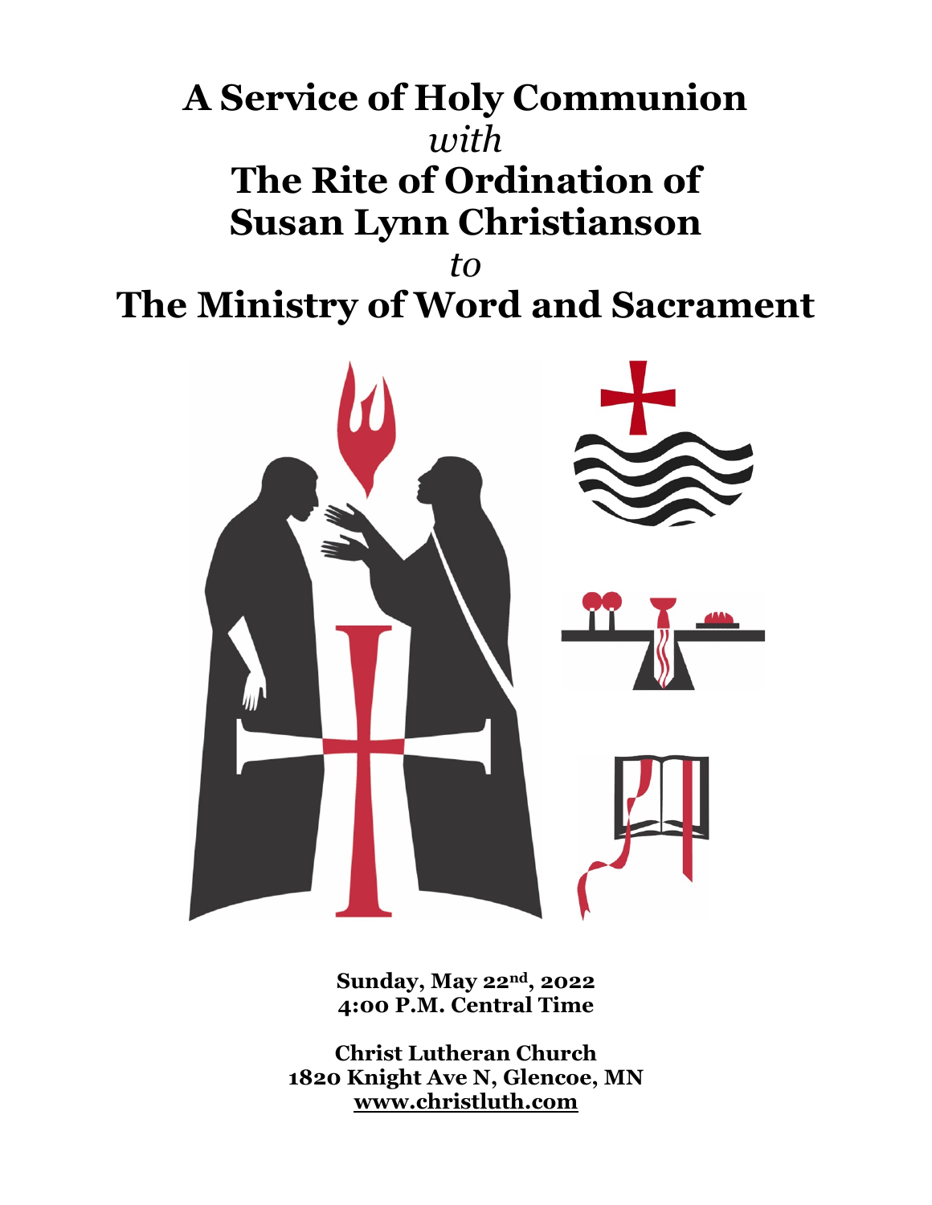# A Service of Holy Communion
*with*
# The Rite of Ordination of Susan Lynn Christianson
*to*
# The Ministry of Word and Sacrament

**Sunday, May 22nd, 2022**
**4:00 P.M. Central Time**

**Christ Lutheran Church**
**1820 Knight Ave N, Glencoe, MN**
**www.christluth.com**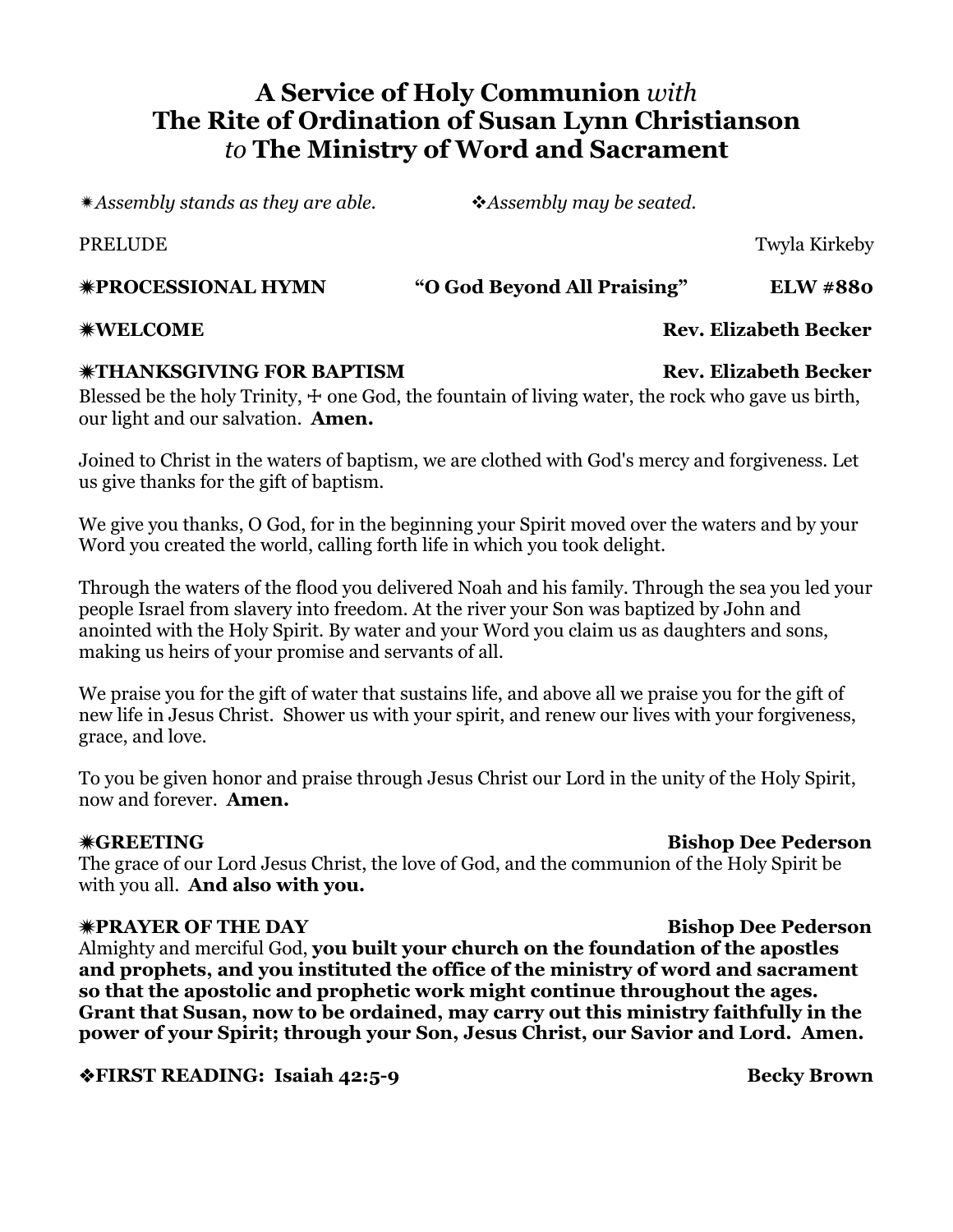# A Service of Holy Communion *with* The Rite of Ordination of Susan Lynn Christianson *to* The Ministry of Word and Sacrament

✷*Assembly stands as they are able.* ❖*Assembly may be seated.*

PRELUDE Twyla Kirkeby

**✷PROCESSIONAL HYMN "O God Beyond All Praising" ELW #880**

**✷WELCOME Rev. Elizabeth Becker**

**✷THANKSGIVING FOR BAPTISM Rev. Elizabeth Becker**

Blessed be the holy Trinity, ☩ one God, the fountain of living water, the rock who gave us birth, our light and our salvation. **Amen.**

Joined to Christ in the waters of baptism, we are clothed with God's mercy and forgiveness. Let us give thanks for the gift of baptism.

We give you thanks, O God, for in the beginning your Spirit moved over the waters and by your Word you created the world, calling forth life in which you took delight.

Through the waters of the flood you delivered Noah and his family. Through the sea you led your people Israel from slavery into freedom. At the river your Son was baptized by John and anointed with the Holy Spirit. By water and your Word you claim us as daughters and sons, making us heirs of your promise and servants of all.

We praise you for the gift of water that sustains life, and above all we praise you for the gift of new life in Jesus Christ. Shower us with your spirit, and renew our lives with your forgiveness, grace, and love.

To you be given honor and praise through Jesus Christ our Lord in the unity of the Holy Spirit, now and forever. **Amen.**

**✷GREETING Bishop Dee Pederson**

The grace of our Lord Jesus Christ, the love of God, and the communion of the Holy Spirit be with you all. **And also with you.**

**✷PRAYER OF THE DAY Bishop Dee Pederson**

Almighty and merciful God, **you built your church on the foundation of the apostles and prophets, and you instituted the office of the ministry of word and sacrament so that the apostolic and prophetic work might continue throughout the ages. Grant that Susan, now to be ordained, may carry out this ministry faithfully in the power of your Spirit; through your Son, Jesus Christ, our Savior and Lord. Amen.**

**❖FIRST READING: Isaiah 42:5-9 Becky Brown**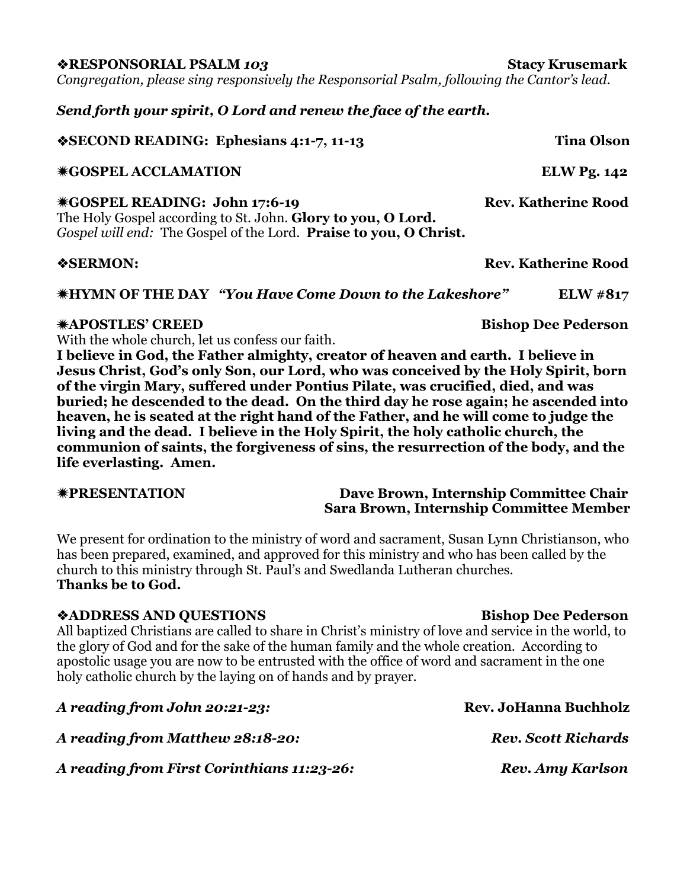**❖RESPONSORIAL PSALM *103*** **Stacy Krusemark**

*Congregation, please sing responsively the Responsorial Psalm, following the Cantor's lead.*

***Send forth your spirit, O Lord and renew the face of the earth.***

**❖SECOND READING: Ephesians 4:1-7, 11-13** **Tina Olson**

**✷GOSPEL ACCLAMATION** **ELW Pg. 142**

**✷GOSPEL READING: John 17:6-19** **Rev. Katherine Rood**

The Holy Gospel according to St. John. **Glory to you, O Lord.**

*Gospel will end:* The Gospel of the Lord. **Praise to you, O Christ.**

**❖SERMON:** **Rev. Katherine Rood**

**✷HYMN OF THE DAY** ***"You Have Come Down to the Lakeshore"*** **ELW #817**

**✷APOSTLES' CREED** **Bishop Dee Pederson**

With the whole church, let us confess our faith.

**I believe in God, the Father almighty, creator of heaven and earth. I believe in Jesus Christ, God's only Son, our Lord, who was conceived by the Holy Spirit, born of the virgin Mary, suffered under Pontius Pilate, was crucified, died, and was buried; he descended to the dead. On the third day he rose again; he ascended into heaven, he is seated at the right hand of the Father, and he will come to judge the living and the dead. I believe in the Holy Spirit, the holy catholic church, the communion of saints, the forgiveness of sins, the resurrection of the body, and the life everlasting. Amen.**

**✷PRESENTATION** **Dave Brown, Internship Committee Chair**
**Sara Brown, Internship Committee Member**

We present for ordination to the ministry of word and sacrament, Susan Lynn Christianson, who has been prepared, examined, and approved for this ministry and who has been called by the church to this ministry through St. Paul's and Swedlanda Lutheran churches.
**Thanks be to God.**

**❖ADDRESS AND QUESTIONS** **Bishop Dee Pederson**

All baptized Christians are called to share in Christ's ministry of love and service in the world, to the glory of God and for the sake of the human family and the whole creation. According to apostolic usage you are now to be entrusted with the office of word and sacrament in the one holy catholic church by the laying on of hands and by prayer.

***A reading from John 20:21-23:*** **Rev. JoHanna Buchholz**

***A reading from Matthew 28:18-20:*** ***Rev. Scott Richards***

***A reading from First Corinthians 11:23-26:*** ***Rev. Amy Karlson***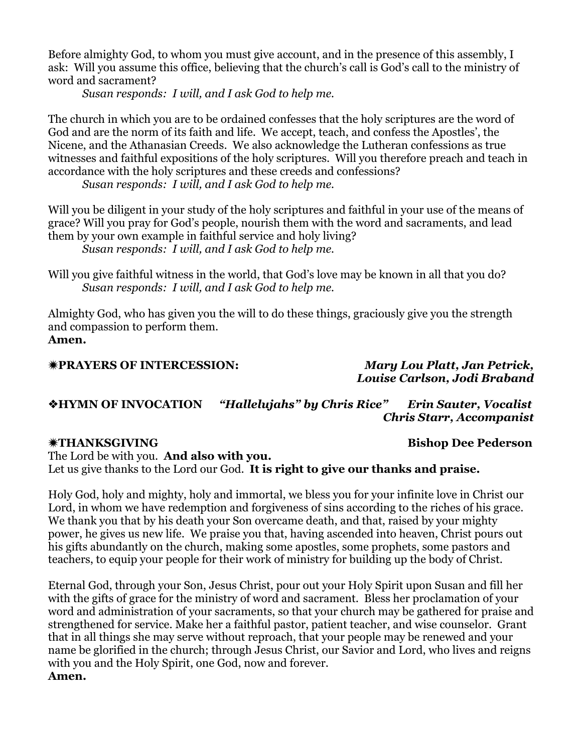Before almighty God, to whom you must give account, and in the presence of this assembly, I ask: Will you assume this office, believing that the church's call is God's call to the ministry of word and sacrament?

*Susan responds: I will, and I ask God to help me.*

The church in which you are to be ordained confesses that the holy scriptures are the word of God and are the norm of its faith and life. We accept, teach, and confess the Apostles', the Nicene, and the Athanasian Creeds. We also acknowledge the Lutheran confessions as true witnesses and faithful expositions of the holy scriptures. Will you therefore preach and teach in accordance with the holy scriptures and these creeds and confessions?

*Susan responds: I will, and I ask God to help me.*

Will you be diligent in your study of the holy scriptures and faithful in your use of the means of grace? Will you pray for God's people, nourish them with the word and sacraments, and lead them by your own example in faithful service and holy living?

*Susan responds: I will, and I ask God to help me.*

Will you give faithful witness in the world, that God's love may be known in all that you do?

*Susan responds: I will, and I ask God to help me.*

Almighty God, who has given you the will to do these things, graciously give you the strength and compassion to perform them.
**Amen.**

**✷PRAYERS OF INTERCESSION:** ***Mary Lou Platt, Jan Petrick, Louise Carlson, Jodi Braband***

**❖HYMN OF INVOCATION** ***"Hallelujahs" by Chris Rice"*** ***Erin Sauter, Vocalist***
***Chris Starr, Accompanist***

**✷THANKSGIVING** **Bishop Dee Pederson**

The Lord be with you. **And also with you.**
Let us give thanks to the Lord our God. **It is right to give our thanks and praise.**

Holy God, holy and mighty, holy and immortal, we bless you for your infinite love in Christ our Lord, in whom we have redemption and forgiveness of sins according to the riches of his grace. We thank you that by his death your Son overcame death, and that, raised by your mighty power, he gives us new life. We praise you that, having ascended into heaven, Christ pours out his gifts abundantly on the church, making some apostles, some prophets, some pastors and teachers, to equip your people for their work of ministry for building up the body of Christ.

Eternal God, through your Son, Jesus Christ, pour out your Holy Spirit upon Susan and fill her with the gifts of grace for the ministry of word and sacrament. Bless her proclamation of your word and administration of your sacraments, so that your church may be gathered for praise and strengthened for service. Make her a faithful pastor, patient teacher, and wise counselor. Grant that in all things she may serve without reproach, that your people may be renewed and your name be glorified in the church; through Jesus Christ, our Savior and Lord, who lives and reigns with you and the Holy Spirit, one God, now and forever.
**Amen.**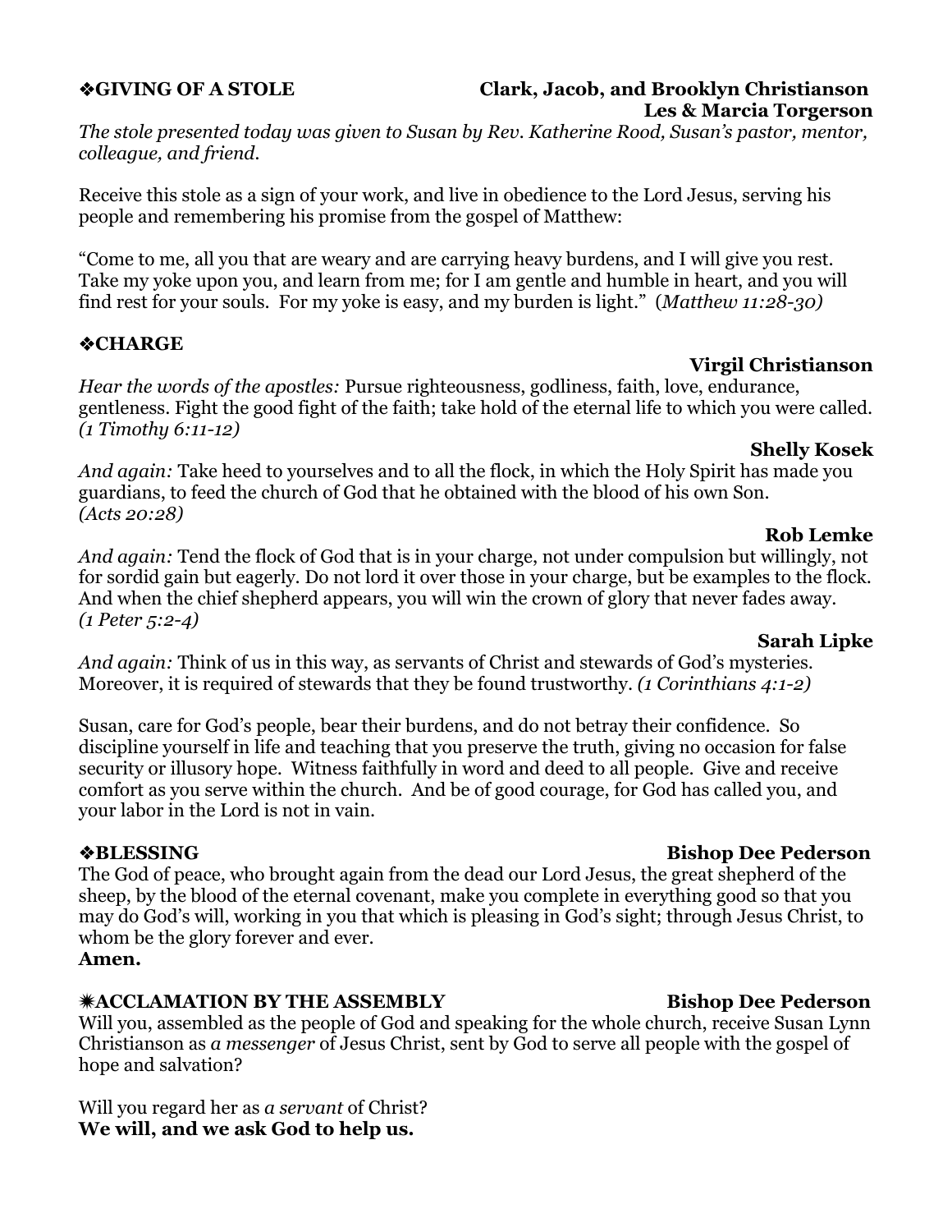**❖GIVING OF A STOLE** **Clark, Jacob, and Brooklyn Christianson**
**Les & Marcia Torgerson**

*The stole presented today was given to Susan by Rev. Katherine Rood, Susan's pastor, mentor, colleague, and friend.*

Receive this stole as a sign of your work, and live in obedience to the Lord Jesus, serving his people and remembering his promise from the gospel of Matthew:

"Come to me, all you that are weary and are carrying heavy burdens, and I will give you rest. Take my yoke upon you, and learn from me; for I am gentle and humble in heart, and you will find rest for your souls. For my yoke is easy, and my burden is light." (*Matthew 11:28-30)*

**❖CHARGE**

**Virgil Christianson**

*Hear the words of the apostles:* Pursue righteousness, godliness, faith, love, endurance, gentleness. Fight the good fight of the faith; take hold of the eternal life to which you were called. *(1 Timothy 6:11-12)*

**Shelly Kosek**

*And again:* Take heed to yourselves and to all the flock, in which the Holy Spirit has made you guardians, to feed the church of God that he obtained with the blood of his own Son. *(Acts 20:28)*

**Rob Lemke**

*And again:* Tend the flock of God that is in your charge, not under compulsion but willingly, not for sordid gain but eagerly. Do not lord it over those in your charge, but be examples to the flock. And when the chief shepherd appears, you will win the crown of glory that never fades away. *(1 Peter 5:2-4)*

**Sarah Lipke**

*And again:* Think of us in this way, as servants of Christ and stewards of God's mysteries. Moreover, it is required of stewards that they be found trustworthy. *(1 Corinthians 4:1-2)*

Susan, care for God's people, bear their burdens, and do not betray their confidence. So discipline yourself in life and teaching that you preserve the truth, giving no occasion for false security or illusory hope. Witness faithfully in word and deed to all people. Give and receive comfort as you serve within the church. And be of good courage, for God has called you, and your labor in the Lord is not in vain.

**❖BLESSING** **Bishop Dee Pederson**

The God of peace, who brought again from the dead our Lord Jesus, the great shepherd of the sheep, by the blood of the eternal covenant, make you complete in everything good so that you may do God's will, working in you that which is pleasing in God's sight; through Jesus Christ, to whom be the glory forever and ever.
**Amen.**

**✷ACCLAMATION BY THE ASSEMBLY** **Bishop Dee Pederson**

Will you, assembled as the people of God and speaking for the whole church, receive Susan Lynn Christianson as *a messenger* of Jesus Christ, sent by God to serve all people with the gospel of hope and salvation?

Will you regard her as *a servant* of Christ?
**We will, and we ask God to help us.**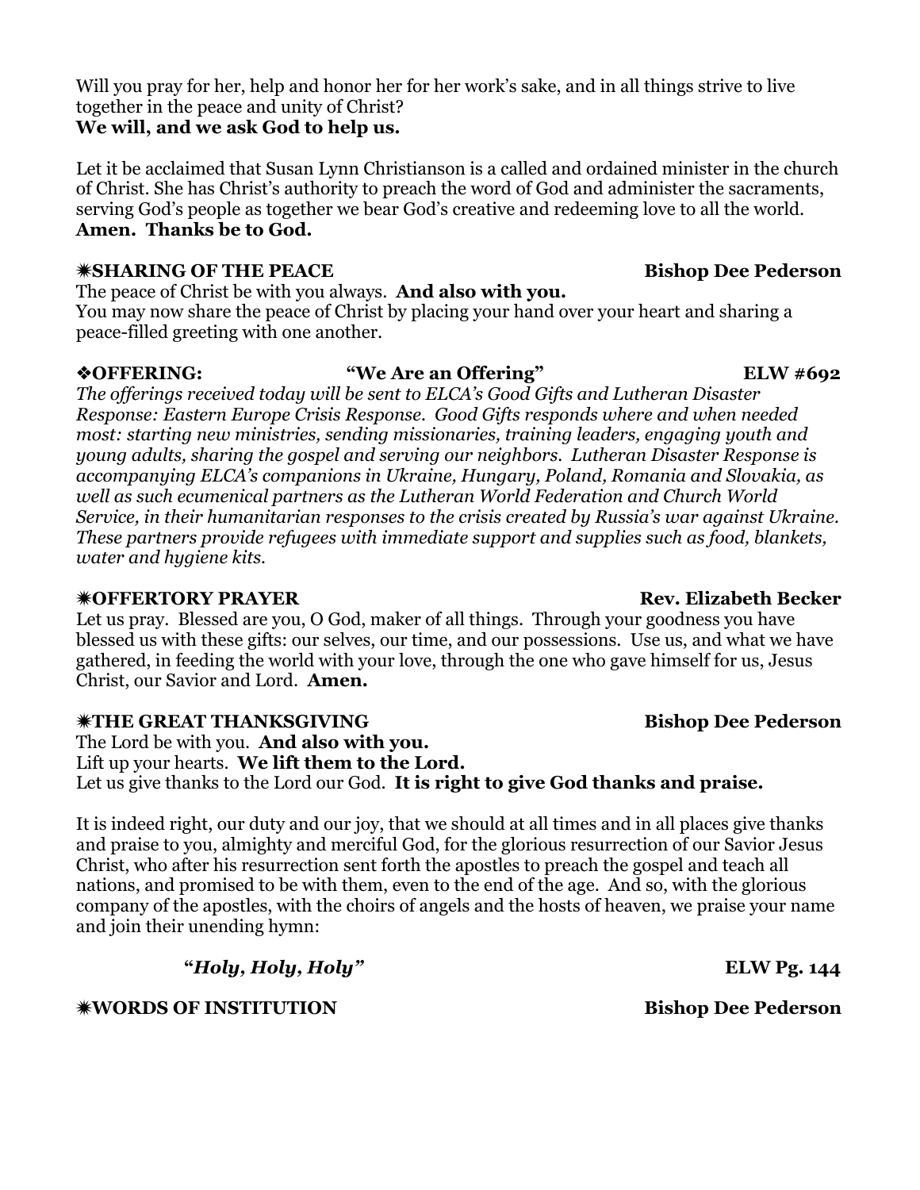Will you pray for her, help and honor her for her work's sake, and in all things strive to live together in the peace and unity of Christ?
**We will, and we ask God to help us.**

Let it be acclaimed that Susan Lynn Christianson is a called and ordained minister in the church of Christ. She has Christ's authority to preach the word of God and administer the sacraments, serving God's people as together we bear God's creative and redeeming love to all the world.
**Amen. Thanks be to God.**

**✷SHARING OF THE PEACE** **Bishop Dee Pederson**

The peace of Christ be with you always. **And also with you.**
You may now share the peace of Christ by placing your hand over your heart and sharing a peace-filled greeting with one another.

**❖OFFERING: "We Are an Offering" ELW #692**

*The offerings received today will be sent to ELCA's Good Gifts and Lutheran Disaster Response: Eastern Europe Crisis Response. Good Gifts responds where and when needed most: starting new ministries, sending missionaries, training leaders, engaging youth and young adults, sharing the gospel and serving our neighbors. Lutheran Disaster Response is accompanying ELCA's companions in Ukraine, Hungary, Poland, Romania and Slovakia, as well as such ecumenical partners as the Lutheran World Federation and Church World Service, in their humanitarian responses to the crisis created by Russia's war against Ukraine. These partners provide refugees with immediate support and supplies such as food, blankets, water and hygiene kits.*

**✷OFFERTORY PRAYER** **Rev. Elizabeth Becker**

Let us pray. Blessed are you, O God, maker of all things. Through your goodness you have blessed us with these gifts: our selves, our time, and our possessions. Use us, and what we have gathered, in feeding the world with your love, through the one who gave himself for us, Jesus Christ, our Savior and Lord. **Amen.**

**✷THE GREAT THANKSGIVING** **Bishop Dee Pederson**

The Lord be with you. **And also with you.**
Lift up your hearts. **We lift them to the Lord.**
Let us give thanks to the Lord our God. **It is right to give God thanks and praise.**

It is indeed right, our duty and our joy, that we should at all times and in all places give thanks and praise to you, almighty and merciful God, for the glorious resurrection of our Savior Jesus Christ, who after his resurrection sent forth the apostles to preach the gospel and teach all nations, and promised to be with them, even to the end of the age. And so, with the glorious company of the apostles, with the choirs of angels and the hosts of heaven, we praise your name and join their unending hymn:

***"Holy, Holy, Holy"*** **ELW Pg. 144**

**✷WORDS OF INSTITUTION** **Bishop Dee Pederson**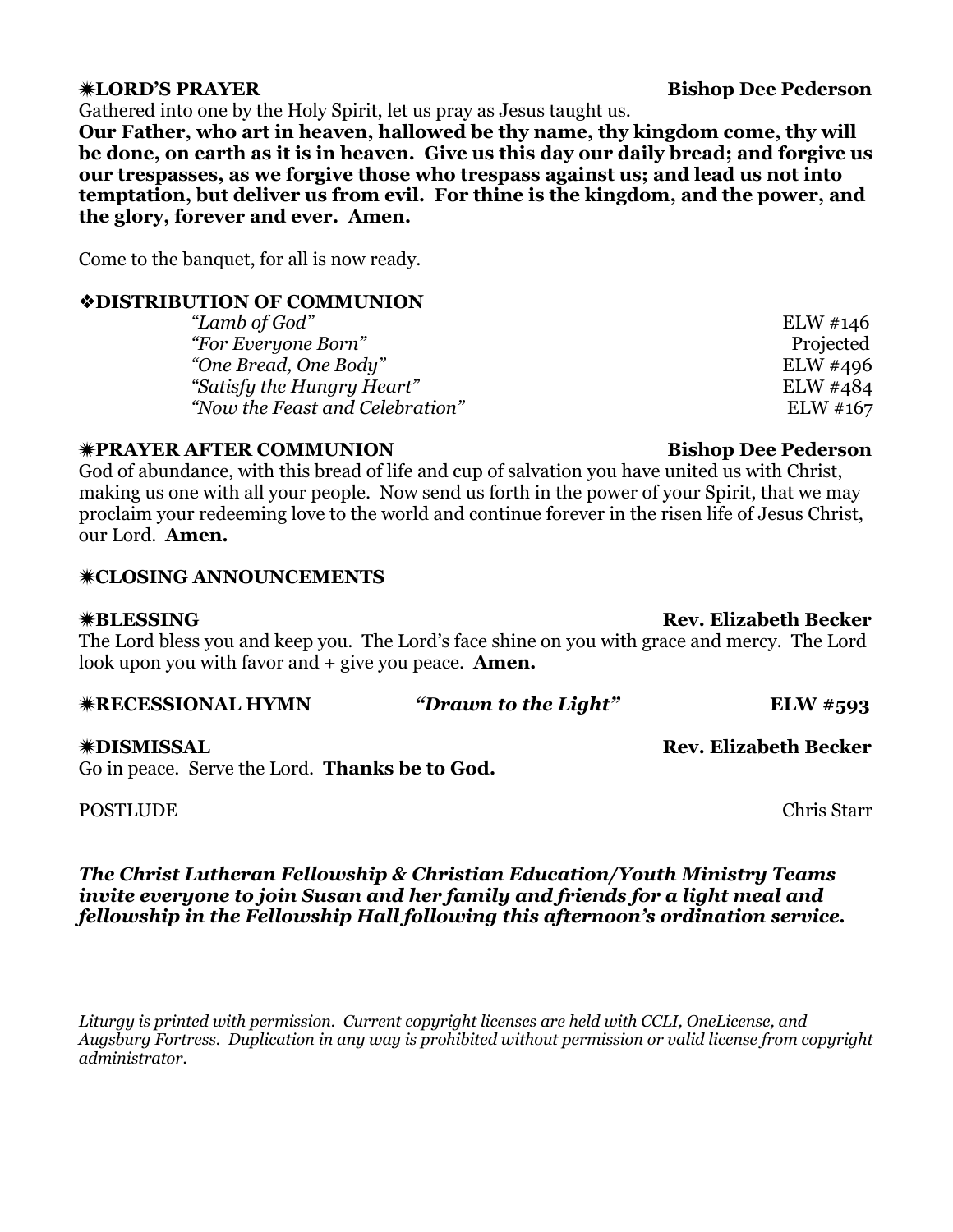**✷LORD'S PRAYER** **Bishop Dee Pederson**

Gathered into one by the Holy Spirit, let us pray as Jesus taught us.

**Our Father, who art in heaven, hallowed be thy name, thy kingdom come, thy will be done, on earth as it is in heaven. Give us this day our daily bread; and forgive us our trespasses, as we forgive those who trespass against us; and lead us not into temptation, but deliver us from evil. For thine is the kingdom, and the power, and the glory, forever and ever. Amen.**

Come to the banquet, for all is now ready.

**❖DISTRIBUTION OF COMMUNION**

*"Lamb of God"* ELW #146
*"For Everyone Born"* Projected
*"One Bread, One Body"* ELW #496
*"Satisfy the Hungry Heart"* ELW #484
*"Now the Feast and Celebration"* ELW #167

**✷PRAYER AFTER COMMUNION** **Bishop Dee Pederson**

God of abundance, with this bread of life and cup of salvation you have united us with Christ, making us one with all your people. Now send us forth in the power of your Spirit, that we may proclaim your redeeming love to the world and continue forever in the risen life of Jesus Christ, our Lord. **Amen.**

**✷CLOSING ANNOUNCEMENTS**

**✷BLESSING** **Rev. Elizabeth Becker**

The Lord bless you and keep you. The Lord's face shine on you with grace and mercy. The Lord look upon you with favor and + give you peace. **Amen.**

**✷RECESSIONAL HYMN** ***"Drawn to the Light"*** **ELW #593**

**✷DISMISSAL** **Rev. Elizabeth Becker**

Go in peace. Serve the Lord. **Thanks be to God.**

POSTLUDE Chris Starr

***The Christ Lutheran Fellowship & Christian Education/Youth Ministry Teams invite everyone to join Susan and her family and friends for a light meal and fellowship in the Fellowship Hall following this afternoon's ordination service.***

*Liturgy is printed with permission. Current copyright licenses are held with CCLI, OneLicense, and Augsburg Fortress. Duplication in any way is prohibited without permission or valid license from copyright administrator.*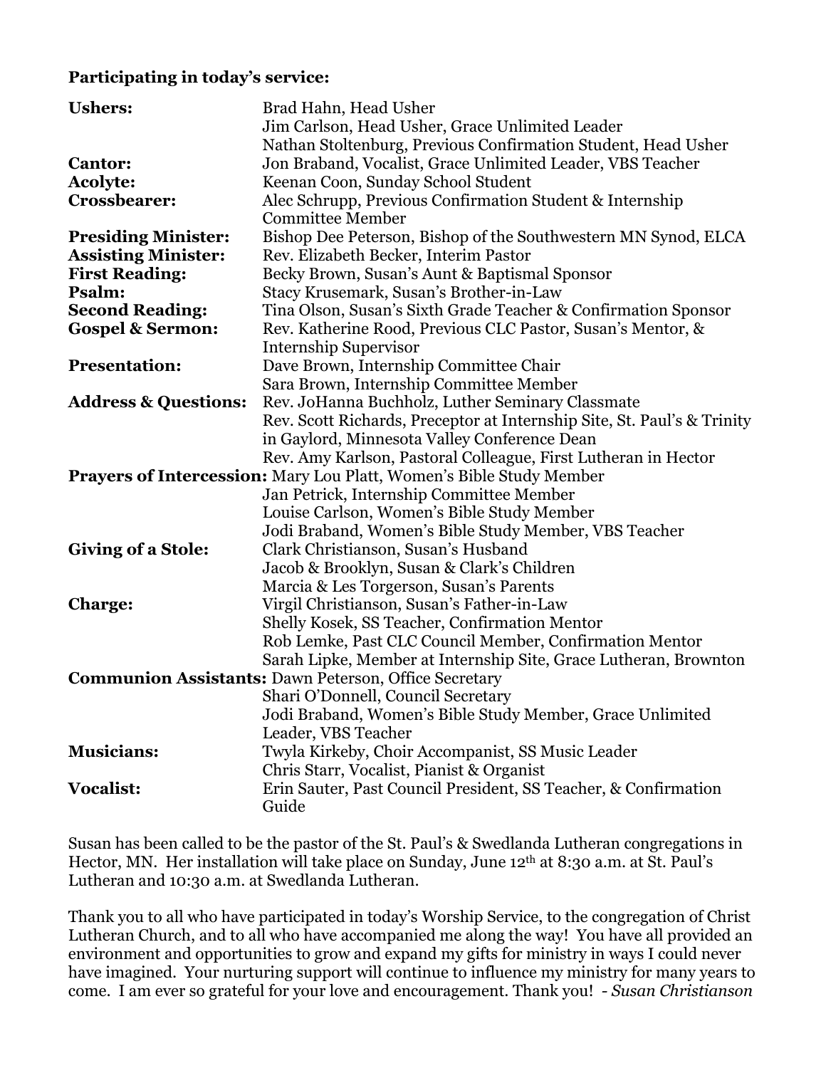**Participating in today's service:**

| | |
|---|---|
| **Ushers:** | Brad Hahn, Head Usher |
| | Jim Carlson, Head Usher, Grace Unlimited Leader |
| | Nathan Stoltenburg, Previous Confirmation Student, Head Usher |
| **Cantor:** | Jon Braband, Vocalist, Grace Unlimited Leader, VBS Teacher |
| **Acolyte:** | Keenan Coon, Sunday School Student |
| **Crossbearer:** | Alec Schrupp, Previous Confirmation Student & Internship Committee Member |
| **Presiding Minister:** | Bishop Dee Peterson, Bishop of the Southwestern MN Synod, ELCA |
| **Assisting Minister:** | Rev. Elizabeth Becker, Interim Pastor |
| **First Reading:** | Becky Brown, Susan's Aunt & Baptismal Sponsor |
| **Psalm:** | Stacy Krusemark, Susan's Brother-in-Law |
| **Second Reading:** | Tina Olson, Susan's Sixth Grade Teacher & Confirmation Sponsor |
| **Gospel & Sermon:** | Rev. Katherine Rood, Previous CLC Pastor, Susan's Mentor, & Internship Supervisor |
| **Presentation:** | Dave Brown, Internship Committee Chair |
| | Sara Brown, Internship Committee Member |
| **Address & Questions:** | Rev. JoHanna Buchholz, Luther Seminary Classmate |
| | Rev. Scott Richards, Preceptor at Internship Site, St. Paul's & Trinity in Gaylord, Minnesota Valley Conference Dean |
| | Rev. Amy Karlson, Pastoral Colleague, First Lutheran in Hector |
| **Prayers of Intercession:** | Mary Lou Platt, Women's Bible Study Member |
| | Jan Petrick, Internship Committee Member |
| | Louise Carlson, Women's Bible Study Member |
| | Jodi Braband, Women's Bible Study Member, VBS Teacher |
| **Giving of a Stole:** | Clark Christianson, Susan's Husband |
| | Jacob & Brooklyn, Susan & Clark's Children |
| | Marcia & Les Torgerson, Susan's Parents |
| **Charge:** | Virgil Christianson, Susan's Father-in-Law |
| | Shelly Kosek, SS Teacher, Confirmation Mentor |
| | Rob Lemke, Past CLC Council Member, Confirmation Mentor |
| | Sarah Lipke, Member at Internship Site, Grace Lutheran, Brownton |
| **Communion Assistants:** | Dawn Peterson, Office Secretary |
| | Shari O'Donnell, Council Secretary |
| | Jodi Braband, Women's Bible Study Member, Grace Unlimited Leader, VBS Teacher |
| **Musicians:** | Twyla Kirkeby, Choir Accompanist, SS Music Leader |
| | Chris Starr, Vocalist, Pianist & Organist |
| **Vocalist:** | Erin Sauter, Past Council President, SS Teacher, & Confirmation Guide |

Susan has been called to be the pastor of the St. Paul's & Swedlanda Lutheran congregations in Hector, MN. Her installation will take place on Sunday, June 12th at 8:30 a.m. at St. Paul's Lutheran and 10:30 a.m. at Swedlanda Lutheran.

Thank you to all who have participated in today's Worship Service, to the congregation of Christ Lutheran Church, and to all who have accompanied me along the way! You have all provided an environment and opportunities to grow and expand my gifts for ministry in ways I could never have imagined. Your nurturing support will continue to influence my ministry for many years to come. I am ever so grateful for your love and encouragement. Thank you! - *Susan Christianson*